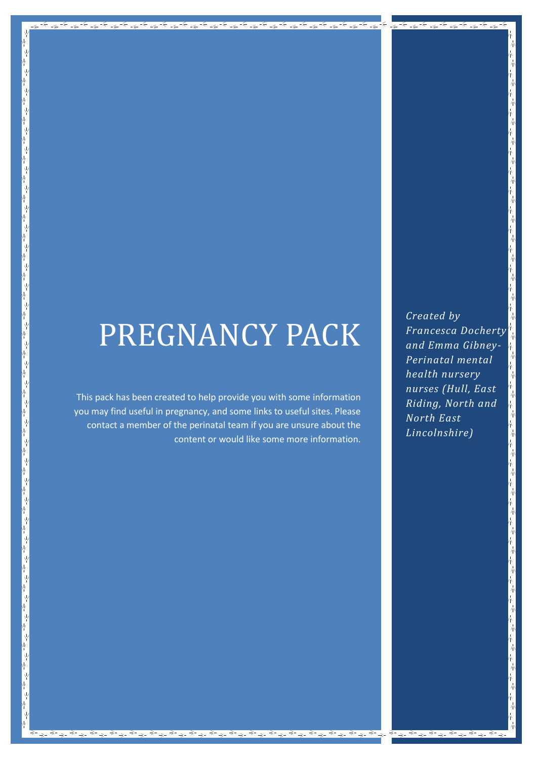# PREGNANCY PACK

This pack has been created to help provide you with some information you may find useful in pregnancy, and some links to useful sites. Please contact a member of the perinatal team if you are unsure about the content or would like some more information.

*Created by Francesca Docherty and Emma Gibney- Perinatal mental health nursery nurses (Hull, East Riding, North and North East Lincolnshire)*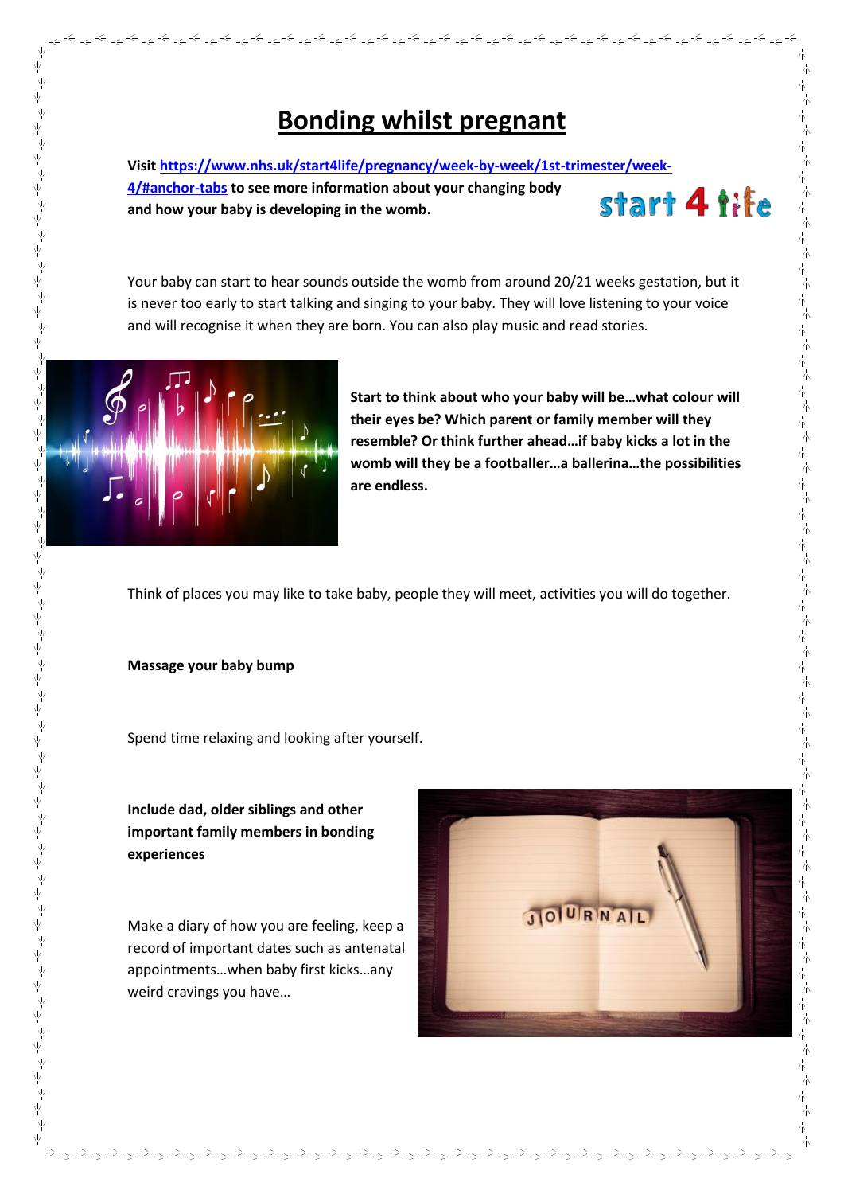# Bonding whilst pregnant

**Visit [https://www.nhs.uk/start4life/pregnancy/week-by-week/1st-trimester/week-4/#anchor-tabs](https://www.nhs.uk/start4life/pregnancy/week-by-week/1st-trimester/week-4/#anchor-tabs) to see more information about your changing body and how your baby is developing in the womb.**

Your baby can start to hear sounds outside the womb from around 20/21 weeks gestation, but it is never too early to start talking and singing to your baby. They will love listening to your voice and will recognise it when they are born. You can also play music and read stories.

**Start to think about who your baby will be…what colour will their eyes be? Which parent or family member will they resemble? Or think further ahead…if baby kicks a lot in the womb will they be a footballer…a ballerina…the possibilities are endless.**

Think of places you may like to take baby, people they will meet, activities you will do together.

**Massage your baby bump**

Spend time relaxing and looking after yourself.

**Include dad, older siblings and other important family members in bonding experiences**

Make a diary of how you are feeling, keep a record of important dates such as antenatal appointments…when baby first kicks…any weird cravings you have…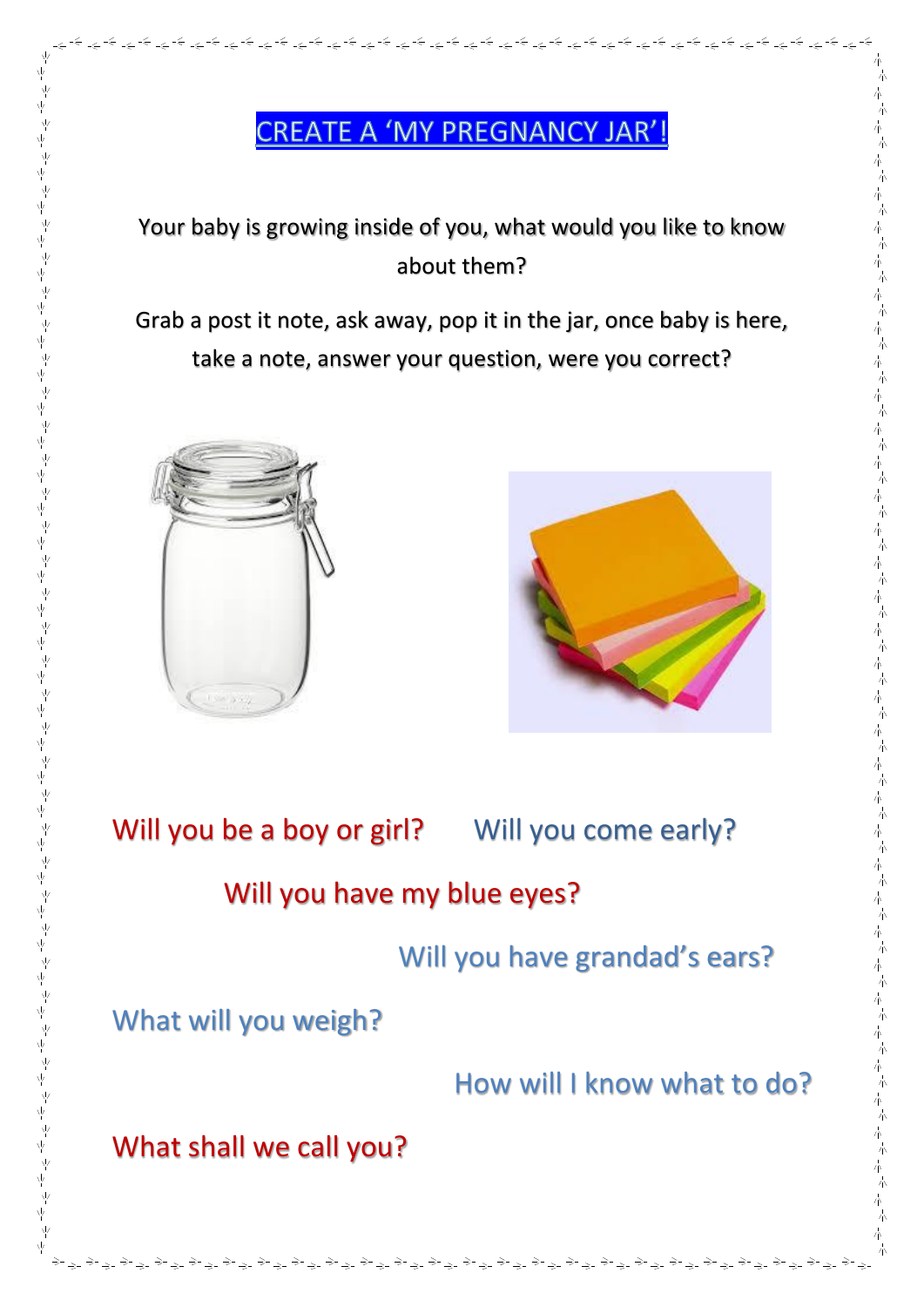# CREATE A 'MY PREGNANCY JAR'!

Your baby is growing inside of you, what would you like to know about them?

Grab a post it note, ask away, pop it in the jar, once baby is here, take a note, answer your question, were you correct?

Will you be a boy or girl?

Will you come early?

Will you have my blue eyes?

Will you have grandad's ears?

What will you weigh?

How will I know what to do?

What shall we call you?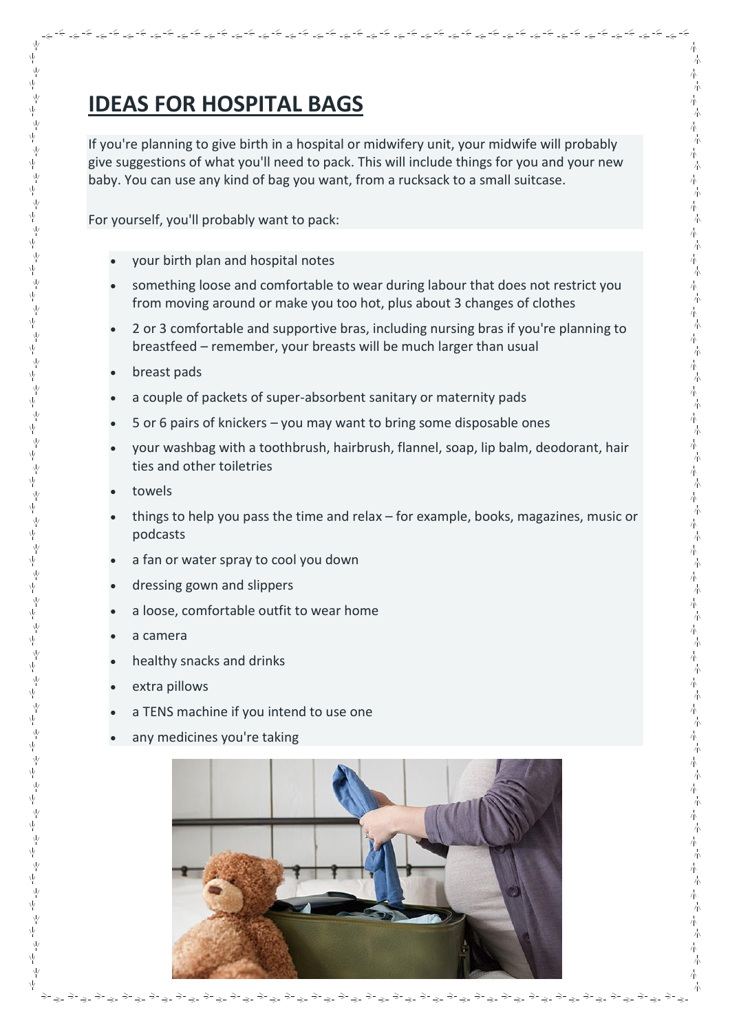# IDEAS FOR HOSPITAL BAGS

If you're planning to give birth in a hospital or midwifery unit, your midwife will probably give suggestions of what you'll need to pack. This will include things for you and your new baby. You can use any kind of bag you want, from a rucksack to a small suitcase.

For yourself, you'll probably want to pack:

- your birth plan and hospital notes
- something loose and comfortable to wear during labour that does not restrict you from moving around or make you too hot, plus about 3 changes of clothes
- 2 or 3 comfortable and supportive bras, including nursing bras if you're planning to breastfeed – remember, your breasts will be much larger than usual
- breast pads
- a couple of packets of super-absorbent sanitary or maternity pads
- 5 or 6 pairs of knickers – you may want to bring some disposable ones
- your washbag with a toothbrush, hairbrush, flannel, soap, lip balm, deodorant, hair ties and other toiletries
- towels
- things to help you pass the time and relax – for example, books, magazines, music or podcasts
- a fan or water spray to cool you down
- dressing gown and slippers
- a loose, comfortable outfit to wear home
- a camera
- healthy snacks and drinks
- extra pillows
- a TENS machine if you intend to use one
- any medicines you're taking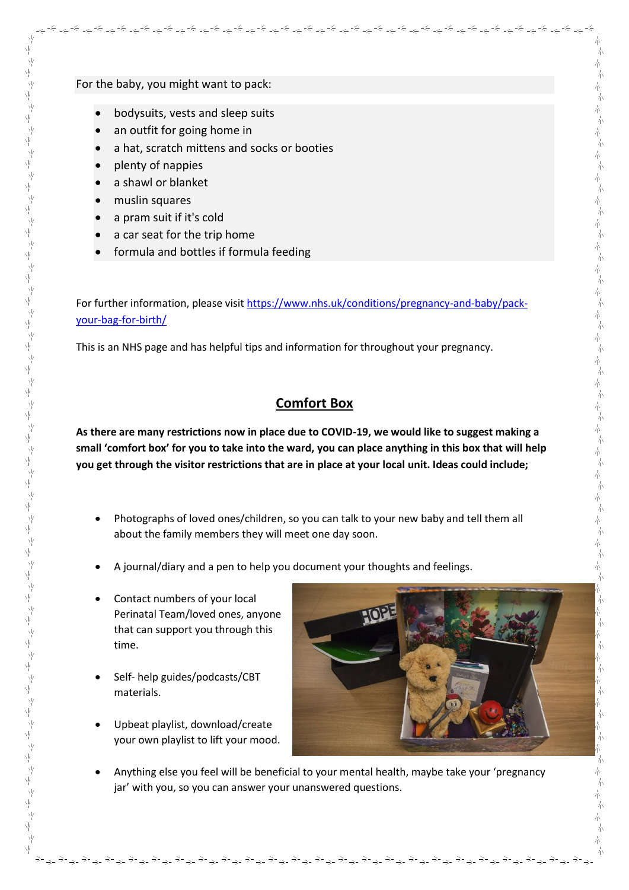For the baby, you might want to pack:

- bodysuits, vests and sleep suits
- an outfit for going home in
- a hat, scratch mittens and socks or booties
- plenty of nappies
- a shawl or blanket
- muslin squares
- a pram suit if it's cold
- a car seat for the trip home
- formula and bottles if formula feeding

For further information, please visit https://www.nhs.uk/conditions/pregnancy-and-baby/pack-your-bag-for-birth/

This is an NHS page and has helpful tips and information for throughout your pregnancy.

## Comfort Box

**As there are many restrictions now in place due to COVID-19, we would like to suggest making a small 'comfort box' for you to take into the ward, you can place anything in this box that will help you get through the visitor restrictions that are in place at your local unit. Ideas could include;**

- Photographs of loved ones/children, so you can talk to your new baby and tell them all about the family members they will meet one day soon.
- A journal/diary and a pen to help you document your thoughts and feelings.
- Contact numbers of your local Perinatal Team/loved ones, anyone that can support you through this time.
- Self- help guides/podcasts/CBT materials.
- Upbeat playlist, download/create your own playlist to lift your mood.
- Anything else you feel will be beneficial to your mental health, maybe take your 'pregnancy jar' with you, so you can answer your unanswered questions.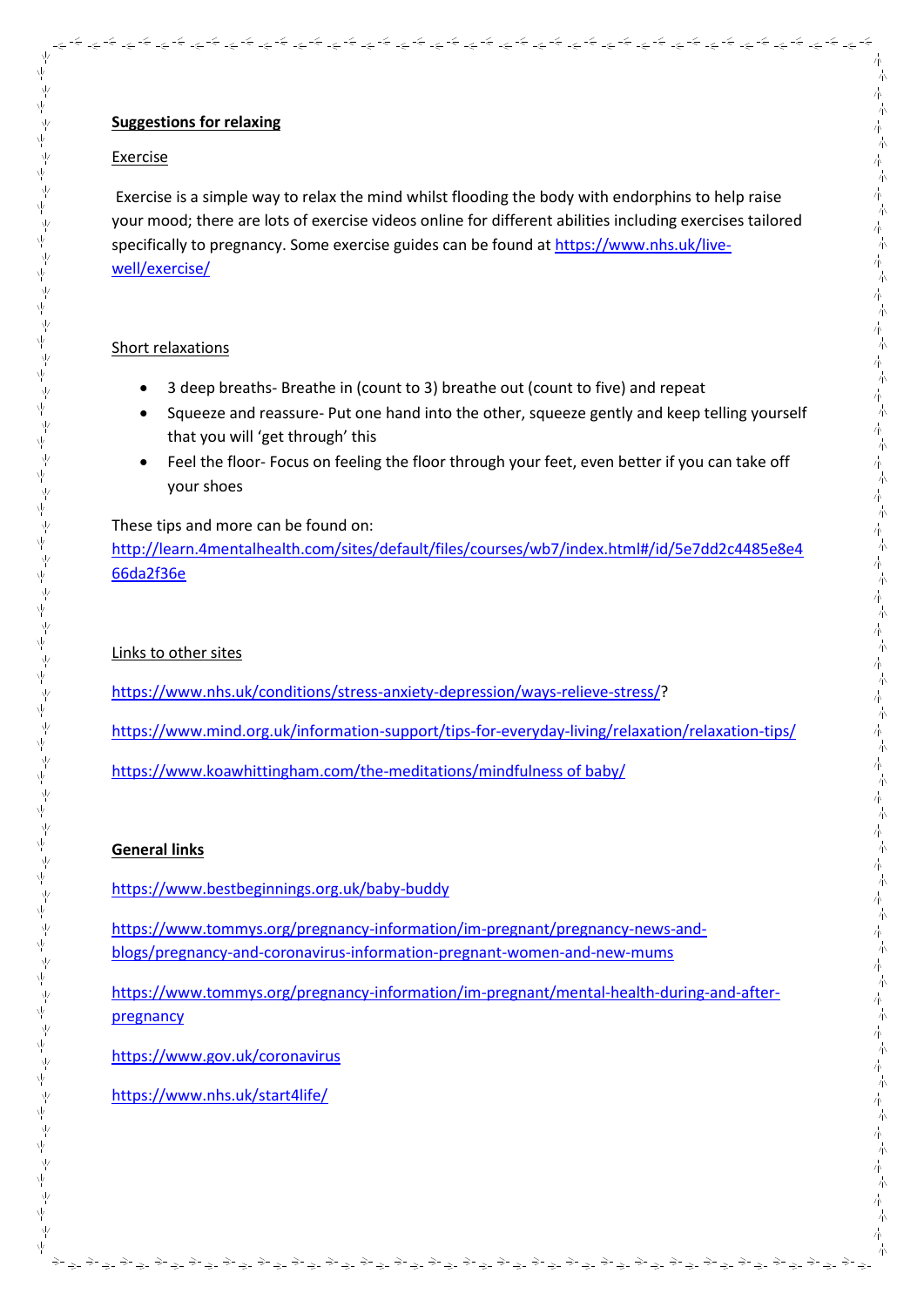**Suggestions for relaxing**

Exercise

Exercise is a simple way to relax the mind whilst flooding the body with endorphins to help raise your mood; there are lots of exercise videos online for different abilities including exercises tailored specifically to pregnancy. Some exercise guides can be found at https://www.nhs.uk/live-well/exercise/

Short relaxations

- 3 deep breaths- Breathe in (count to 3) breathe out (count to five) and repeat
- Squeeze and reassure- Put one hand into the other, squeeze gently and keep telling yourself that you will 'get through' this
- Feel the floor- Focus on feeling the floor through your feet, even better if you can take off your shoes

These tips and more can be found on: http://learn.4mentalhealth.com/sites/default/files/courses/wb7/index.html#/id/5e7dd2c4485e8e466da2f36e

Links to other sites

https://www.nhs.uk/conditions/stress-anxiety-depression/ways-relieve-stress/?

https://www.mind.org.uk/information-support/tips-for-everyday-living/relaxation/relaxation-tips/

https://www.koawhittingham.com/the-meditations/mindfulness of baby/

**General links**

https://www.bestbeginnings.org.uk/baby-buddy

https://www.tommys.org/pregnancy-information/im-pregnant/pregnancy-news-and-blogs/pregnancy-and-coronavirus-information-pregnant-women-and-new-mums

https://www.tommys.org/pregnancy-information/im-pregnant/mental-health-during-and-after-pregnancy

https://www.gov.uk/coronavirus

https://www.nhs.uk/start4life/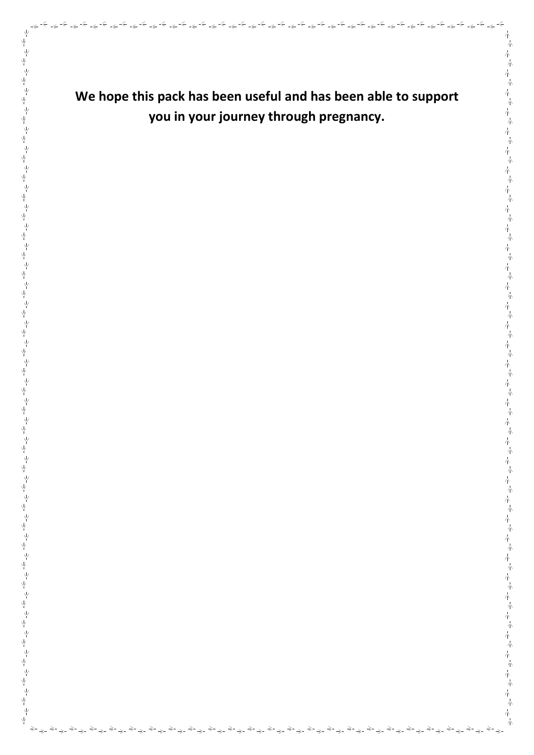**We hope this pack has been useful and has been able to support you in your journey through pregnancy.**